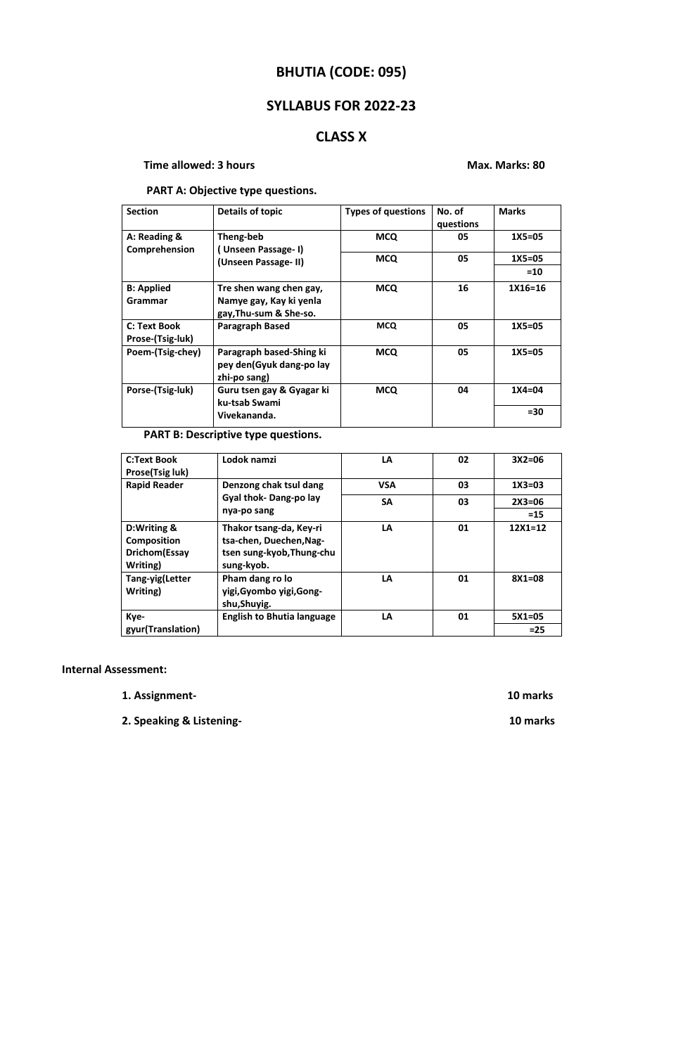# BHUTIA (CODE: 095)

## SYLLABUS FOR 2022-23

## CLASS X

**Time allowed: 3 hours** **Max. Marks: 80**

**PART A: Objective type questions.**

| Section | Details of topic | Types of questions | No. of questions | Marks |
|---|---|---|---|---|
| A: Reading & Comprehension | Theng-beb ( Unseen Passage- I) (Unseen Passage- II) | MCQ | 05 | 1X5=05 |
| | | MCQ | 05 | 1X5=05 |
| | | | | =10 |
| B: Applied Grammar | Tre shen wang chen gay, Namye gay, Kay ki yenla gay,Thu-sum & She-so. | MCQ | 16 | 1X16=16 |
| C: Text Book Prose-(Tsig-luk) | Paragraph Based | MCQ | 05 | 1X5=05 |
| Poem-(Tsig-chey) | Paragraph based-Shing ki pey den(Gyuk dang-po lay zhi-po sang) | MCQ | 05 | 1X5=05 |
| Porse-(Tsig-luk) | Guru tsen gay & Gyagar ki ku-tsab Swami Vivekananda. | MCQ | 04 | 1X4=04 |
| | | | | =30 |

**PART B: Descriptive type questions.**

| Section | Details of topic | Types of questions | No. of questions | Marks |
|---|---|---|---|---|
| C:Text Book Prose(Tsig luk) | Lodok namzi | LA | 02 | 3X2=06 |
| Rapid Reader | Denzong chak tsul dang Gyal thok- Dang-po lay nya-po sang | VSA | 03 | 1X3=03 |
| | | SA | 03 | 2X3=06 |
| | | | | =15 |
| D:Writing & Composition Drichom(Essay Writing) | Thakor tsang-da, Key-ri tsa-chen, Duechen,Nag-tsen sung-kyob,Thung-chu sung-kyob. | LA | 01 | 12X1=12 |
| Tang-yig(Letter Writing) | Pham dang ro lo yigi,Gyombo yigi,Gong-shu,Shuyig. | LA | 01 | 8X1=08 |
| Kye-gyur(Translation) | English to Bhutia language | LA | 01 | 5X1=05 |
| | | | | =25 |

**Internal Assessment:**

1. **Assignment-** **10 marks**
2. **Speaking & Listening-** **10 marks**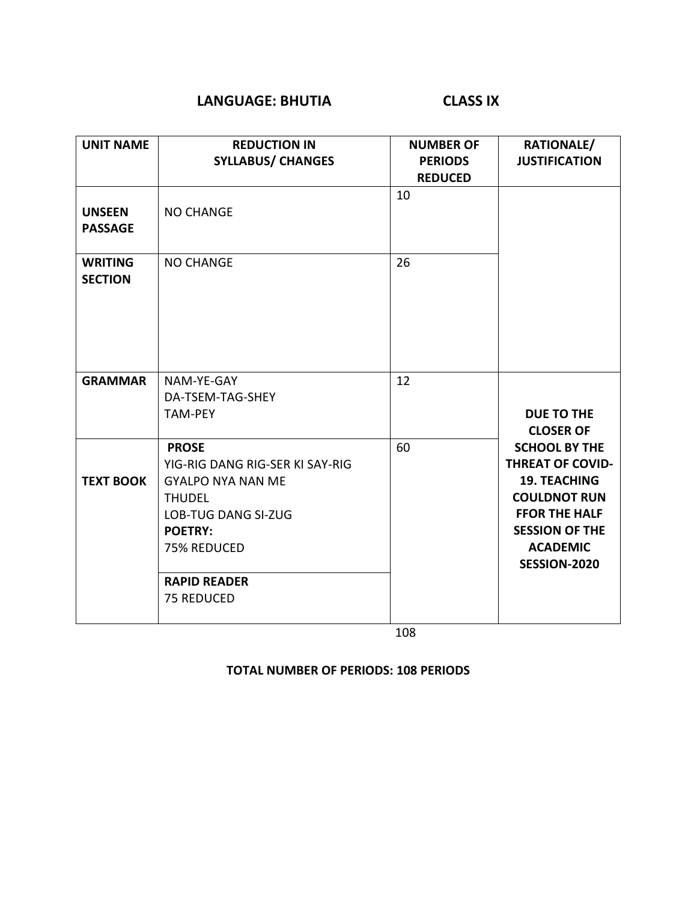**LANGUAGE: BHUTIA** **CLASS IX**

| UNIT NAME | REDUCTION IN SYLLABUS/ CHANGES | NUMBER OF PERIODS REDUCED | RATIONALE/ JUSTIFICATION |
|---|---|---|---|
| **UNSEEN PASSAGE** | NO CHANGE | 10 | |
| **WRITING SECTION** | NO CHANGE | 26 | |
| **GRAMMAR** | NAM-YE-GAY<br>DA-TSEM-TAG-SHEY<br>TAM-PEY | 12 | **DUE TO THE CLOSER OF SCHOOL BY THE THREAT OF COVID-19. TEACHING COULDNOT RUN FFOR THE HALF SESSION OF THE ACADEMIC SESSION-2020** |
| **TEXT BOOK** | **PROSE**<br>YIG-RIG DANG RIG-SER KI SAY-RIG<br>GYALPO NYA NAN ME<br>THUDEL<br>LOB-TUG DANG SI-ZUG<br>**POETRY:**<br>75% REDUCED<br>**RAPID READER**<br>75 REDUCED | 60 | |
| | | 108 | |

**TOTAL NUMBER OF PERIODS: 108 PERIODS**